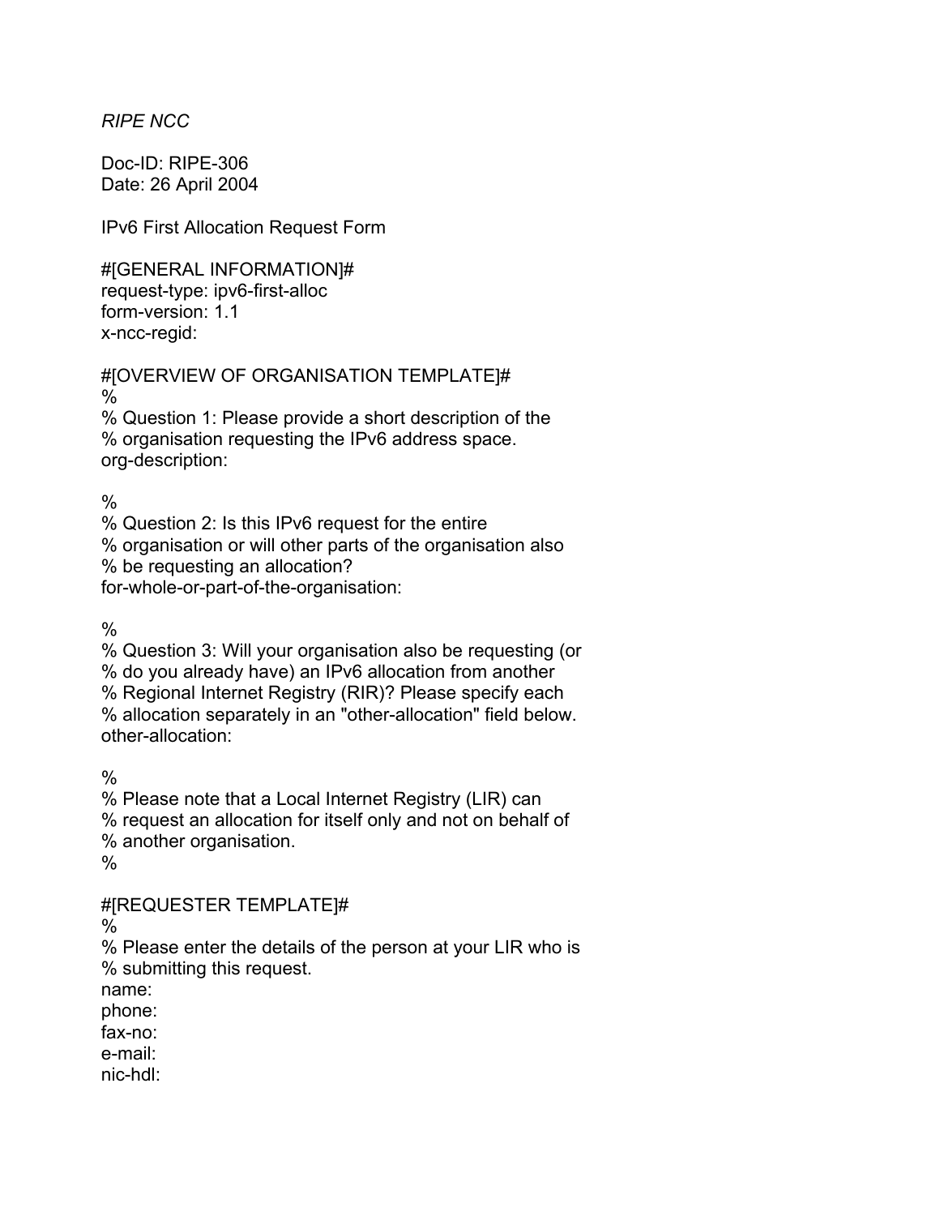*RIPE NCC*

Doc-ID: RIPE-306
Date: 26 April 2004

IPv6 First Allocation Request Form

```
#[GENERAL INFORMATION]#
request-type: ipv6-first-alloc
form-version: 1.1
x-ncc-regid:

#[OVERVIEW OF ORGANISATION TEMPLATE]#
%
% Question 1: Please provide a short description of the
% organisation requesting the IPv6 address space.
org-description:

%
% Question 2: Is this IPv6 request for the entire
% organisation or will other parts of the organisation also
% be requesting an allocation?
for-whole-or-part-of-the-organisation:

%
% Question 3: Will your organisation also be requesting (or
% do you already have) an IPv6 allocation from another
% Regional Internet Registry (RIR)? Please specify each
% allocation separately in an "other-allocation" field below.
other-allocation:

%
% Please note that a Local Internet Registry (LIR) can
% request an allocation for itself only and not on behalf of
% another organisation.
%

#[REQUESTER TEMPLATE]#
%
% Please enter the details of the person at your LIR who is
% submitting this request.
name:
phone:
fax-no:
e-mail:
nic-hdl:
```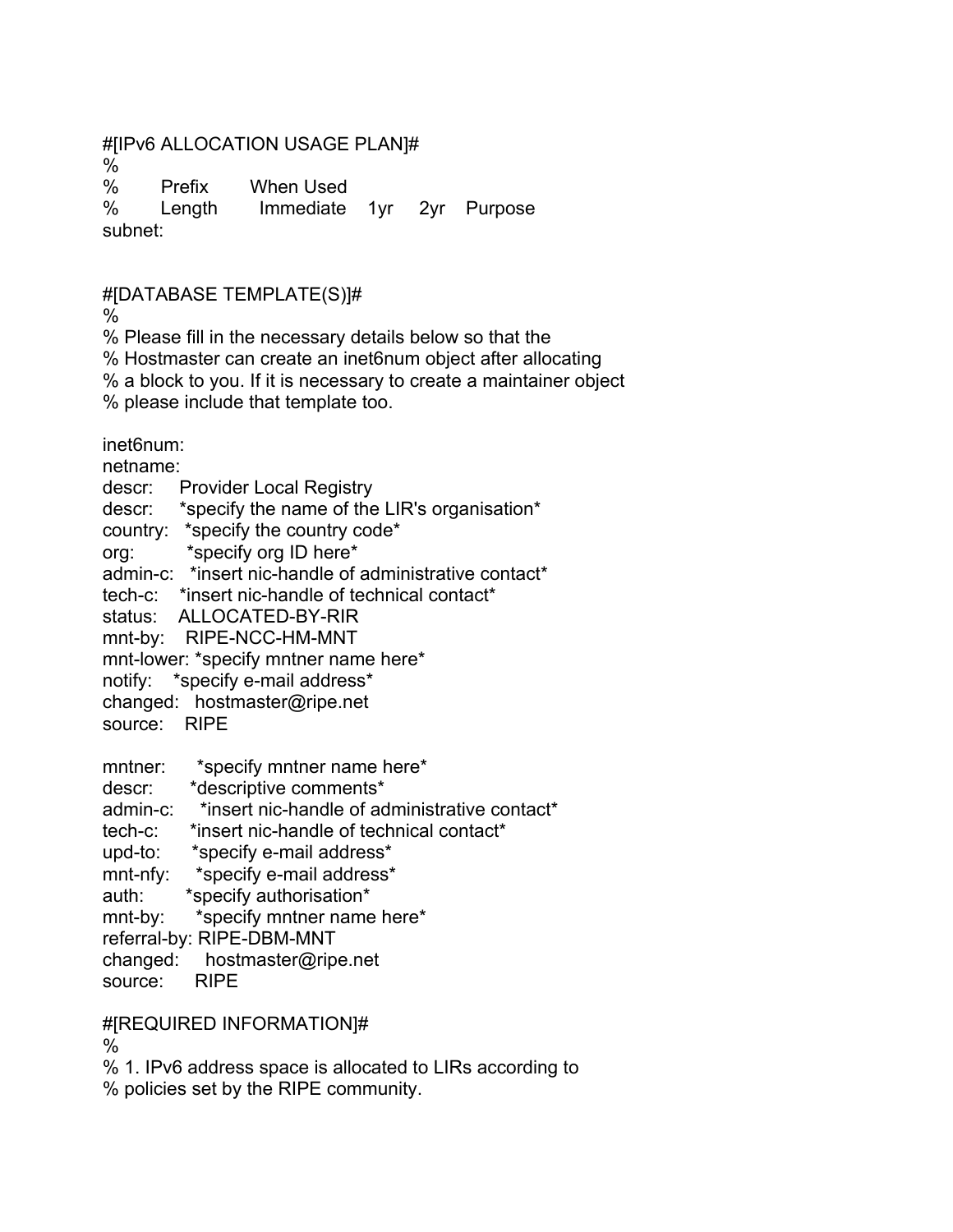#[IPv6 ALLOCATION USAGE PLAN]#

```
%
%       Prefix        When Used
%       Length        Immediate    1yr     2yr    Purpose
subnet:
```

#[DATABASE TEMPLATE(S)]#

```
%
% Please fill in the necessary details below so that the
% Hostmaster can create an inet6num object after allocating
% a block to you. If it is necessary to create a maintainer object
% please include that template too.

inet6num:
netname:
descr:     Provider Local Registry
descr:     *specify the name of the LIR's organisation*
country:   *specify the country code*
org:       *specify org ID here*
admin-c:   *insert nic-handle of administrative contact*
tech-c:    *insert nic-handle of technical contact*
status:    ALLOCATED-BY-RIR
mnt-by:    RIPE-NCC-HM-MNT
mnt-lower: *specify mntner name here*
notify:    *specify e-mail address*
changed:   hostmaster@ripe.net
source:    RIPE

mntner:      *specify mntner name here*
descr:       *descriptive comments*
admin-c:     *insert nic-handle of administrative contact*
tech-c:      *insert nic-handle of technical contact*
upd-to:      *specify e-mail address*
mnt-nfy:     *specify e-mail address*
auth:        *specify authorisation*
mnt-by:      *specify mntner name here*
referral-by: RIPE-DBM-MNT
changed:     hostmaster@ripe.net
source:      RIPE
```

#[REQUIRED INFORMATION]#

```
%
% 1. IPv6 address space is allocated to LIRs according to
% policies set by the RIPE community.
```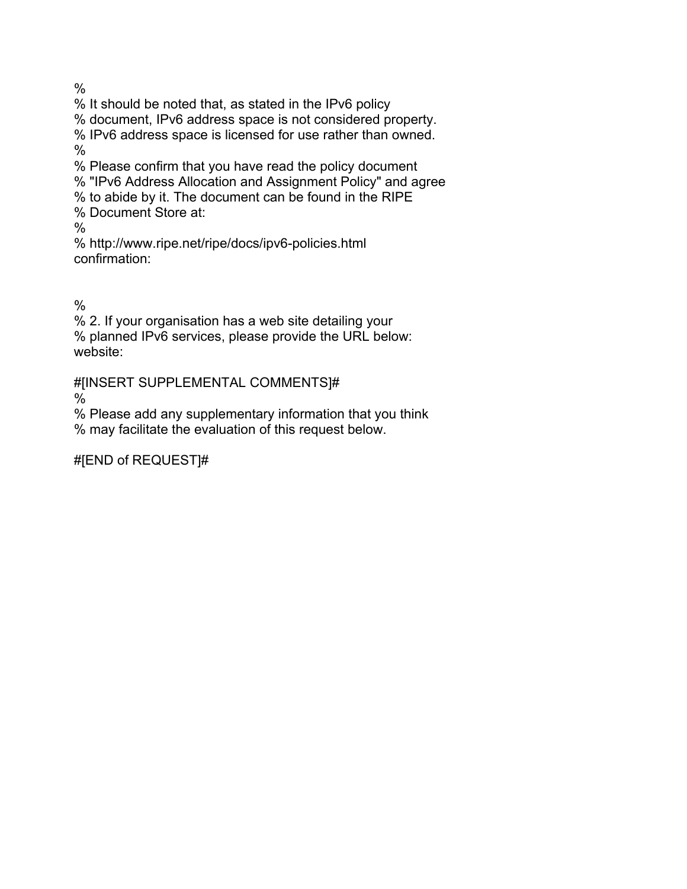%  
% It should be noted that, as stated in the IPv6 policy  
% document, IPv6 address space is not considered property.  
% IPv6 address space is licensed for use rather than owned.  
%  
% Please confirm that you have read the policy document  
% "IPv6 Address Allocation and Assignment Policy" and agree  
% to abide by it. The document can be found in the RIPE  
% Document Store at:  
%  
% http://www.ripe.net/ripe/docs/ipv6-policies.html  
confirmation:

%  
% 2. If your organisation has a web site detailing your  
% planned IPv6 services, please provide the URL below:  
website:

#[INSERT SUPPLEMENTAL COMMENTS]#  
%  
% Please add any supplementary information that you think  
% may facilitate the evaluation of this request below.

#[END of REQUEST]#